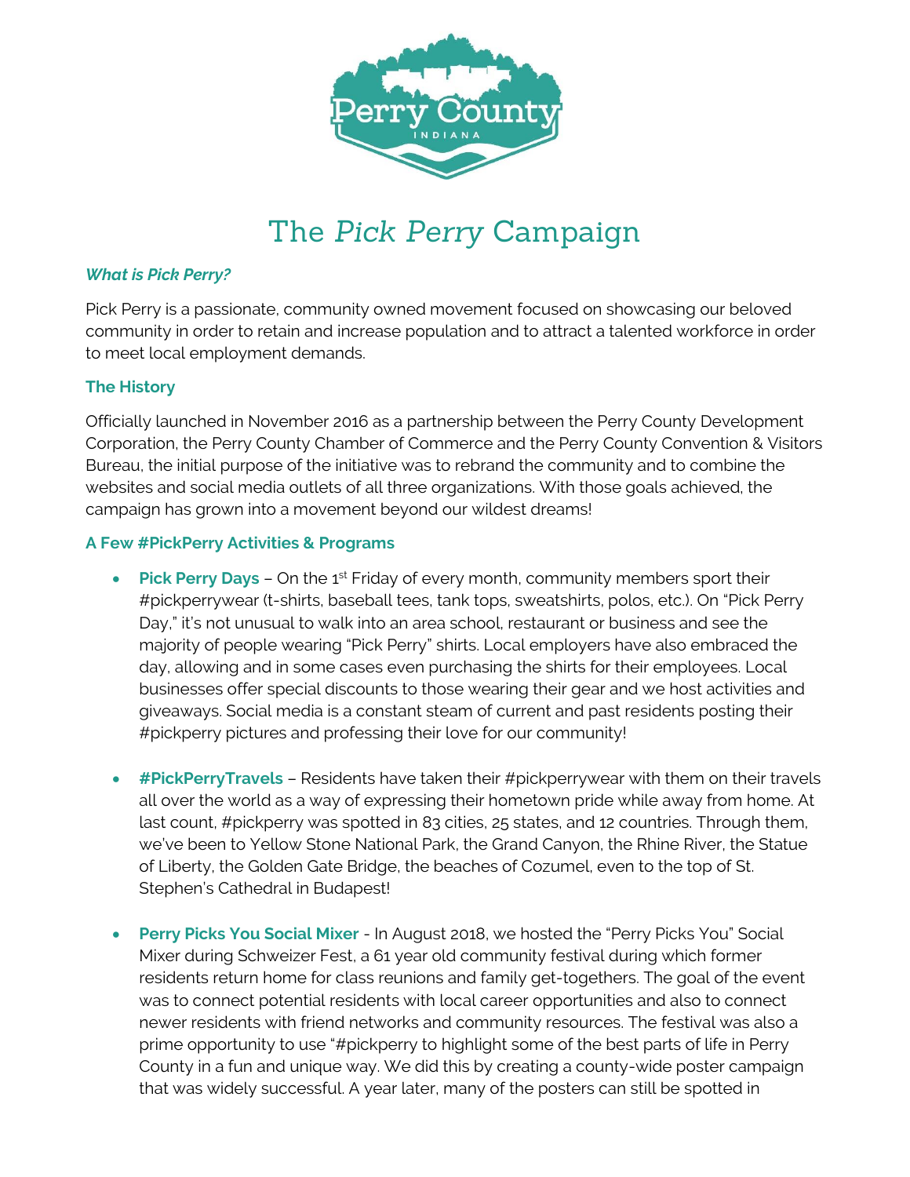# The *Pick Perry* Campaign

### *What is Pick Perry?*

Pick Perry is a passionate, community owned movement focused on showcasing our beloved community in order to retain and increase population and to attract a talented workforce in order to meet local employment demands.

### The History

Officially launched in November 2016 as a partnership between the Perry County Development Corporation, the Perry County Chamber of Commerce and the Perry County Convention & Visitors Bureau, the initial purpose of the initiative was to rebrand the community and to combine the websites and social media outlets of all three organizations. With those goals achieved, the campaign has grown into a movement beyond our wildest dreams!

### A Few #PickPerry Activities & Programs

- **Pick Perry Days** – On the 1st Friday of every month, community members sport their #pickperrywear (t-shirts, baseball tees, tank tops, sweatshirts, polos, etc.). On "Pick Perry Day," it's not unusual to walk into an area school, restaurant or business and see the majority of people wearing "Pick Perry" shirts. Local employers have also embraced the day, allowing and in some cases even purchasing the shirts for their employees. Local businesses offer special discounts to those wearing their gear and we host activities and giveaways. Social media is a constant steam of current and past residents posting their #pickperry pictures and professing their love for our community!

- **#PickPerryTravels** – Residents have taken their #pickperrywear with them on their travels all over the world as a way of expressing their hometown pride while away from home. At last count, #pickperry was spotted in 83 cities, 25 states, and 12 countries. Through them, we've been to Yellow Stone National Park, the Grand Canyon, the Rhine River, the Statue of Liberty, the Golden Gate Bridge, the beaches of Cozumel, even to the top of St. Stephen's Cathedral in Budapest!

- **Perry Picks You Social Mixer** - In August 2018, we hosted the "Perry Picks You" Social Mixer during Schweizer Fest, a 61 year old community festival during which former residents return home for class reunions and family get-togethers. The goal of the event was to connect potential residents with local career opportunities and also to connect newer residents with friend networks and community resources. The festival was also a prime opportunity to use "#pickperry to highlight some of the best parts of life in Perry County in a fun and unique way. We did this by creating a county-wide poster campaign that was widely successful. A year later, many of the posters can still be spotted in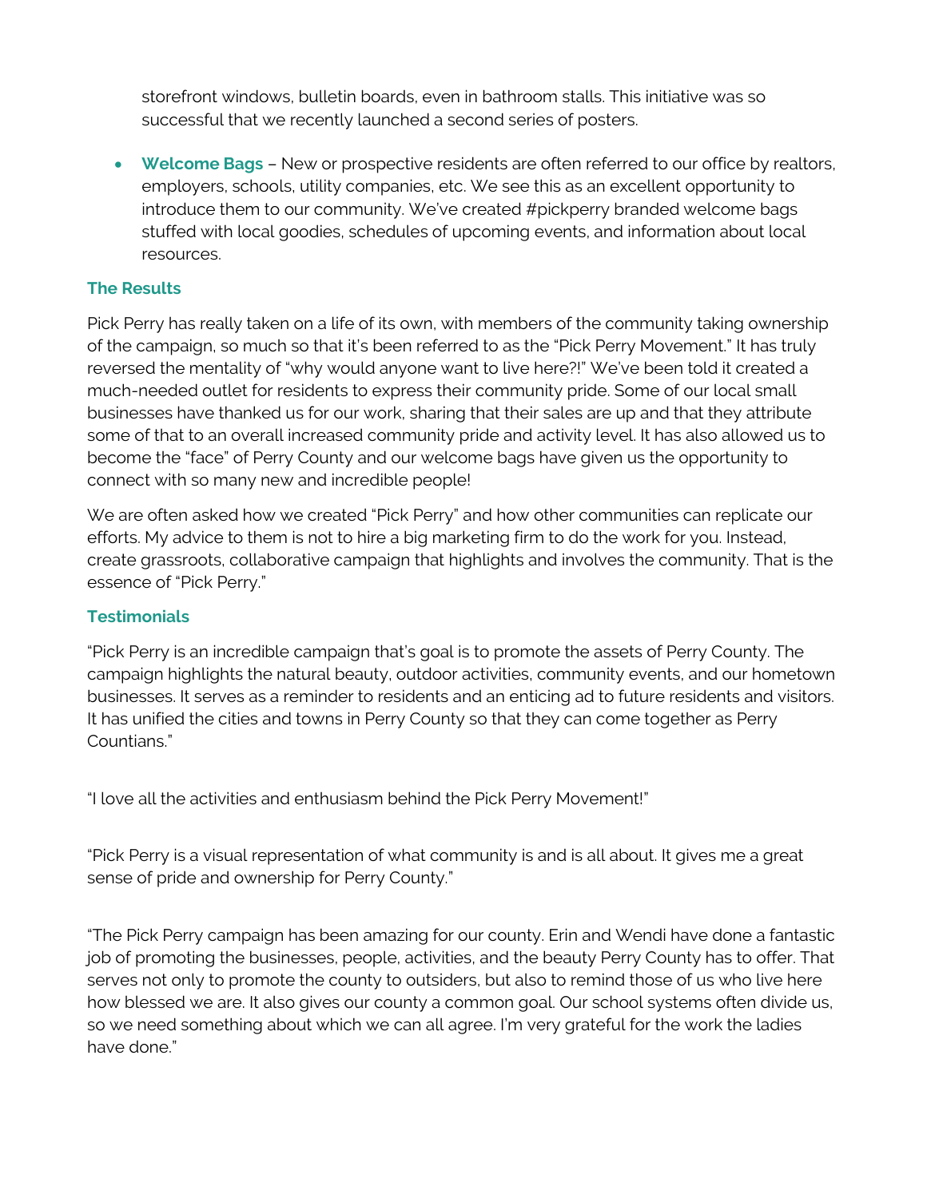storefront windows, bulletin boards, even in bathroom stalls. This initiative was so successful that we recently launched a second series of posters.

- **Welcome Bags** – New or prospective residents are often referred to our office by realtors, employers, schools, utility companies, etc. We see this as an excellent opportunity to introduce them to our community. We've created #pickperry branded welcome bags stuffed with local goodies, schedules of upcoming events, and information about local resources.

### The Results

Pick Perry has really taken on a life of its own, with members of the community taking ownership of the campaign, so much so that it's been referred to as the "Pick Perry Movement." It has truly reversed the mentality of "why would anyone want to live here?!" We've been told it created a much-needed outlet for residents to express their community pride. Some of our local small businesses have thanked us for our work, sharing that their sales are up and that they attribute some of that to an overall increased community pride and activity level. It has also allowed us to become the "face" of Perry County and our welcome bags have given us the opportunity to connect with so many new and incredible people!

We are often asked how we created "Pick Perry" and how other communities can replicate our efforts. My advice to them is not to hire a big marketing firm to do the work for you. Instead, create grassroots, collaborative campaign that highlights and involves the community. That is the essence of "Pick Perry."

### Testimonials

"Pick Perry is an incredible campaign that's goal is to promote the assets of Perry County. The campaign highlights the natural beauty, outdoor activities, community events, and our hometown businesses. It serves as a reminder to residents and an enticing ad to future residents and visitors. It has unified the cities and towns in Perry County so that they can come together as Perry Countians."

"I love all the activities and enthusiasm behind the Pick Perry Movement!"

"Pick Perry is a visual representation of what community is and is all about. It gives me a great sense of pride and ownership for Perry County."

"The Pick Perry campaign has been amazing for our county. Erin and Wendi have done a fantastic job of promoting the businesses, people, activities, and the beauty Perry County has to offer. That serves not only to promote the county to outsiders, but also to remind those of us who live here how blessed we are. It also gives our county a common goal. Our school systems often divide us, so we need something about which we can all agree. I'm very grateful for the work the ladies have done."